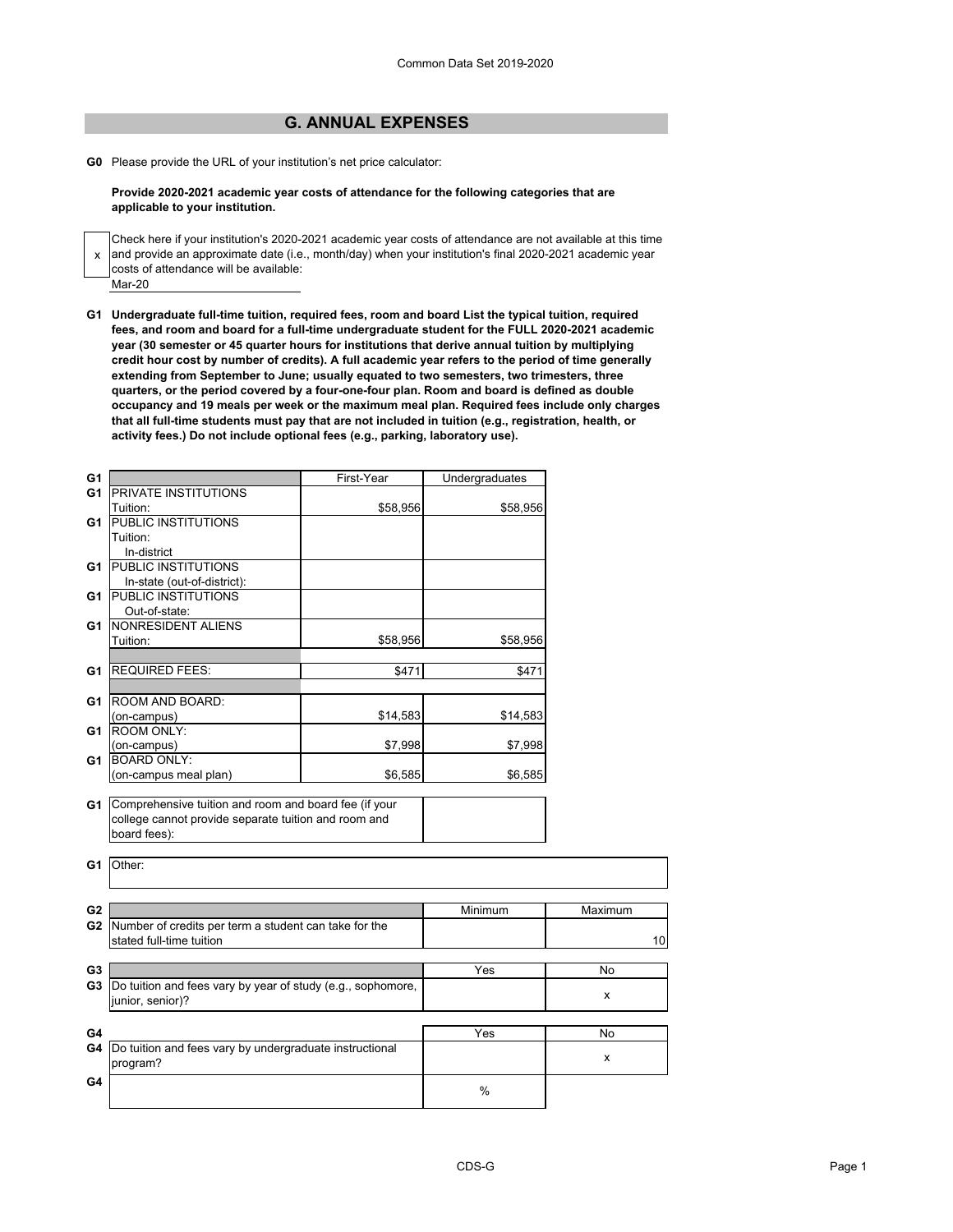## G. ANNUAL EXPENSES

**G0** Please provide the URL of your institution's net price calculator:

**Provide 2020-2021 academic year costs of attendance for the following categories that are applicable to your institution.**

| | |
|---|---|
| x | Check here if your institution's 2020-2021 academic year costs of attendance are not available at this time and provide an approximate date (i.e., month/day) when your institution's final 2020-2021 academic year costs of attendance will be available: Mar-20 |

**G1 Undergraduate full-time tuition, required fees, room and board List the typical tuition, required fees, and room and board for a full-time undergraduate student for the FULL 2020-2021 academic year (30 semester or 45 quarter hours for institutions that derive annual tuition by multiplying credit hour cost by number of credits). A full academic year refers to the period of time generally extending from September to June; usually equated to two semesters, two trimesters, three quarters, or the period covered by a four-one-four plan. Room and board is defined as double occupancy and 19 meals per week or the maximum meal plan. Required fees include only charges that all full-time students must pay that are not included in tuition (e.g., registration, health, or activity fees.) Do not include optional fees (e.g., parking, laboratory use).**

| | | First-Year | Undergraduates |
|---|---|---|---|
| G1 | PRIVATE INSTITUTIONS Tuition: | $58,956 | $58,956 |
| G1 | PUBLIC INSTITUTIONS Tuition: In-district | | |
| G1 | PUBLIC INSTITUTIONS In-state (out-of-district): | | |
| G1 | PUBLIC INSTITUTIONS Out-of-state: | | |
| G1 | NONRESIDENT ALIENS Tuition: | $58,956 | $58,956 |
| G1 | REQUIRED FEES: | $471 | $471 |
| G1 | ROOM AND BOARD: (on-campus) | $14,583 | $14,583 |
| G1 | ROOM ONLY: (on-campus) | $7,998 | $7,998 |
| G1 | BOARD ONLY: (on-campus meal plan) | $6,585 | $6,585 |
| G1 | Comprehensive tuition and room and board fee (if your college cannot provide separate tuition and room and board fees): | | |
| G1 | Other: | | |

| | | Minimum | Maximum |
|---|---|---|---|
| G2 | Number of credits per term a student can take for the stated full-time tuition | | 10 |

| | | Yes | No |
|---|---|---|---|
| G3 | Do tuition and fees vary by year of study (e.g., sophomore, junior, senior)? | | x |

| | | Yes | No |
|---|---|---|---|
| G4 | Do tuition and fees vary by undergraduate instructional program? | | x |
| G4 | | % | |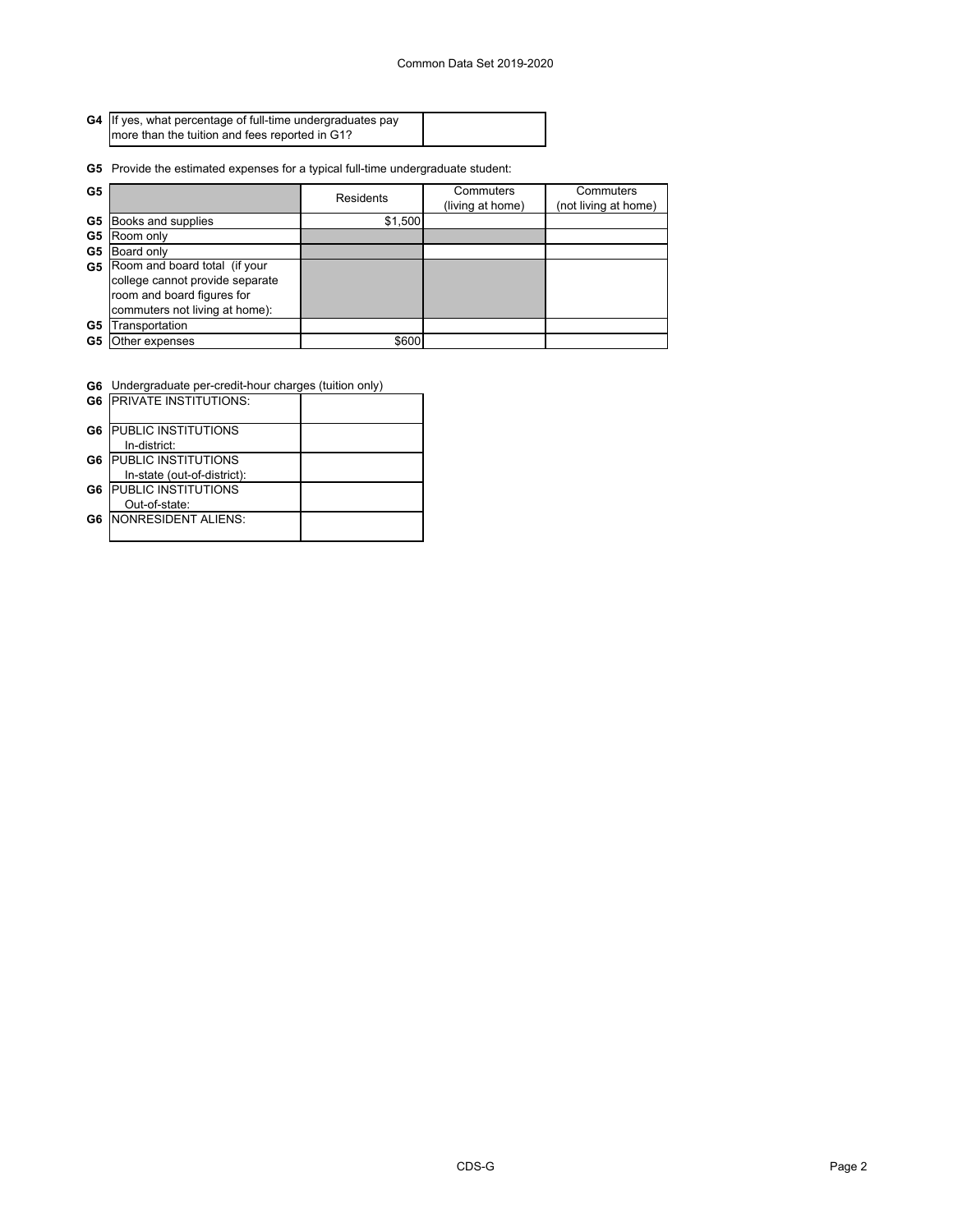| | |
|---|---|
| **G4** If yes, what percentage of full-time undergraduates pay more than the tuition and fees reported in G1? | |

**G5** Provide the estimated expenses for a typical full-time undergraduate student:

| | | Residents | Commuters (living at home) | Commuters (not living at home) |
|---|---|---|---|---|
| **G5** | Books and supplies | $1,500 | | |
| **G5** | Room only | | | |
| **G5** | Board only | | | |
| **G5** | Room and board total (if your college cannot provide separate room and board figures for commuters not living at home): | | | |
| **G5** | Transportation | | | |
| **G5** | Other expenses | $600 | | |

**G6** Undergraduate per-credit-hour charges (tuition only)

| | | |
|---|---|---|
| **G6** | PRIVATE INSTITUTIONS: | |
| **G6** | PUBLIC INSTITUTIONS In-district: | |
| **G6** | PUBLIC INSTITUTIONS In-state (out-of-district): | |
| **G6** | PUBLIC INSTITUTIONS Out-of-state: | |
| **G6** | NONRESIDENT ALIENS: | |